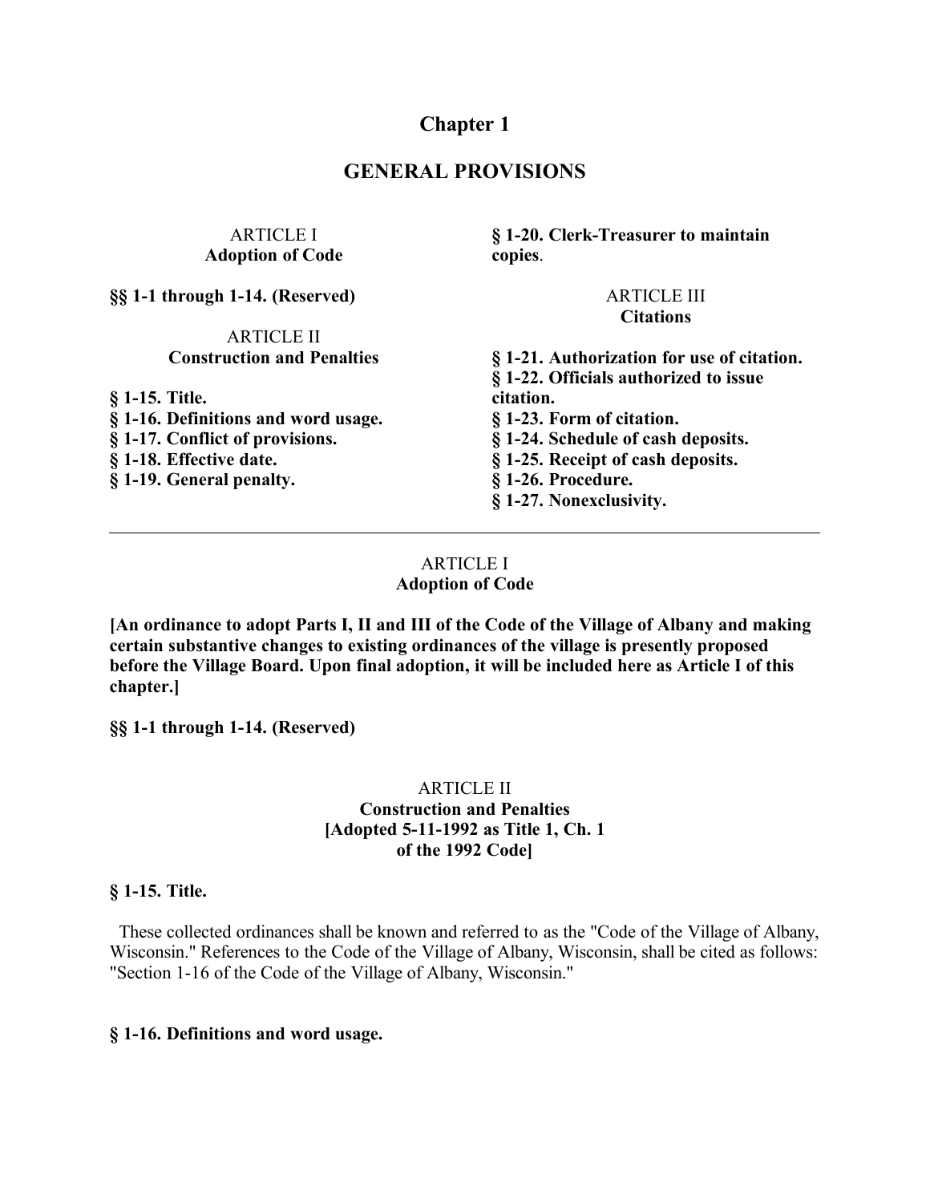# Chapter 1

## GENERAL PROVISIONS

ARTICLE I
**Adoption of Code**

**§§ 1-1 through 1-14. (Reserved)**

ARTICLE II
**Construction and Penalties**

**§ 1-15. Title.**
**§ 1-16. Definitions and word usage.**
**§ 1-17. Conflict of provisions.**
**§ 1-18. Effective date.**
**§ 1-19. General penalty.**
**§ 1-20. Clerk-Treasurer to maintain copies**.

ARTICLE III
**Citations**

**§ 1-21. Authorization for use of citation.**
**§ 1-22. Officials authorized to issue citation.**
**§ 1-23. Form of citation.**
**§ 1-24. Schedule of cash deposits.**
**§ 1-25. Receipt of cash deposits.**
**§ 1-26. Procedure.**
**§ 1-27. Nonexclusivity.**

---

### ARTICLE I
### Adoption of Code

**[An ordinance to adopt Parts I, II and III of the Code of the Village of Albany and making certain substantive changes to existing ordinances of the village is presently proposed before the Village Board. Upon final adoption, it will be included here as Article I of this chapter.]**

**§§ 1-1 through 1-14. (Reserved)**

### ARTICLE II
### Construction and Penalties
### [Adopted 5-11-1992 as Title 1, Ch. 1 of the 1992 Code]

**§ 1-15. Title.**

These collected ordinances shall be known and referred to as the "Code of the Village of Albany, Wisconsin." References to the Code of the Village of Albany, Wisconsin, shall be cited as follows: "Section 1-16 of the Code of the Village of Albany, Wisconsin."

**§ 1-16. Definitions and word usage.**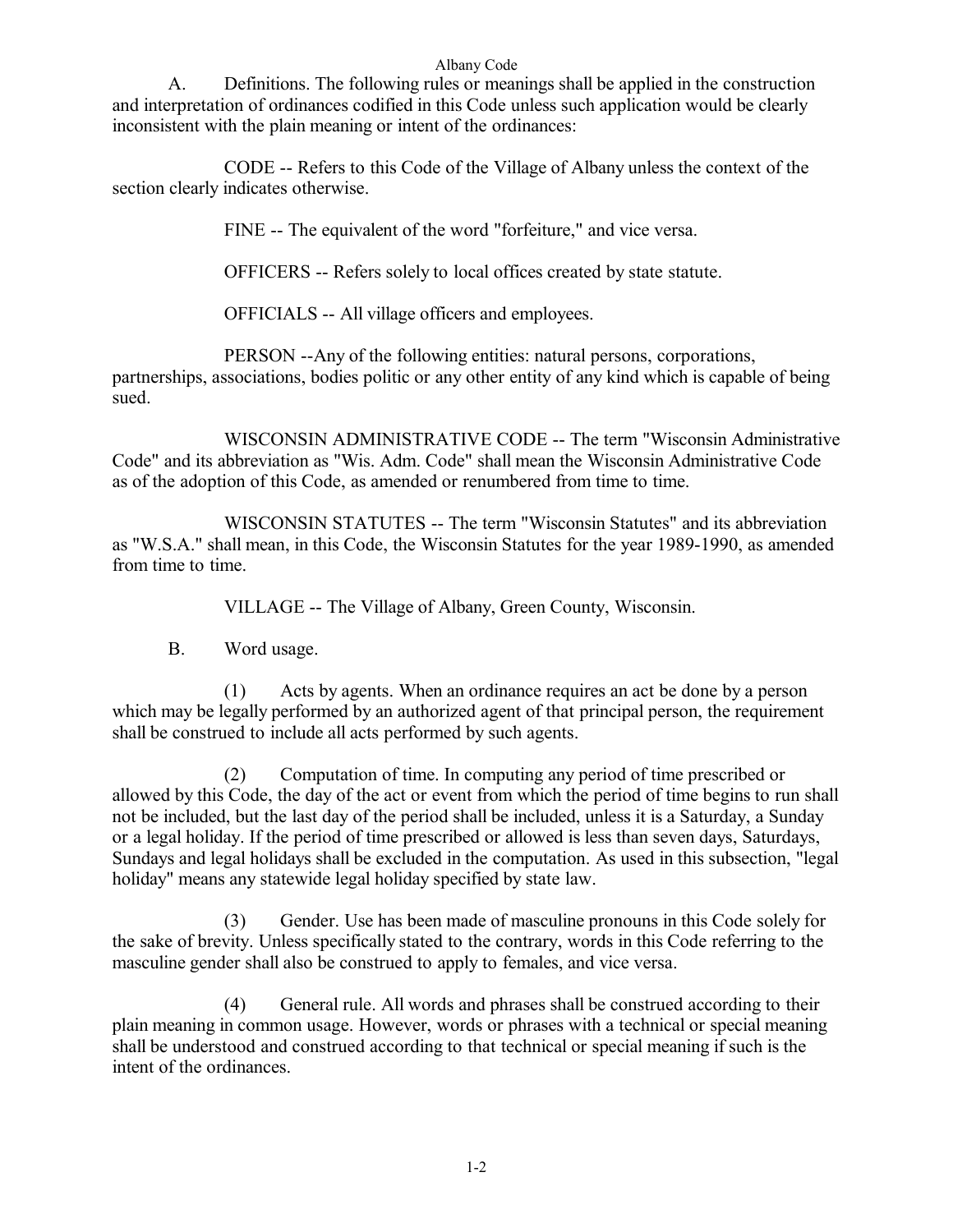A. Definitions. The following rules or meanings shall be applied in the construction and interpretation of ordinances codified in this Code unless such application would be clearly inconsistent with the plain meaning or intent of the ordinances:

CODE -- Refers to this Code of the Village of Albany unless the context of the section clearly indicates otherwise.

FINE -- The equivalent of the word "forfeiture," and vice versa.

OFFICERS -- Refers solely to local offices created by state statute.

OFFICIALS -- All village officers and employees.

PERSON --Any of the following entities: natural persons, corporations, partnerships, associations, bodies politic or any other entity of any kind which is capable of being sued.

WISCONSIN ADMINISTRATIVE CODE -- The term "Wisconsin Administrative Code" and its abbreviation as "Wis. Adm. Code" shall mean the Wisconsin Administrative Code as of the adoption of this Code, as amended or renumbered from time to time.

WISCONSIN STATUTES -- The term "Wisconsin Statutes" and its abbreviation as "W.S.A." shall mean, in this Code, the Wisconsin Statutes for the year 1989-1990, as amended from time to time.

VILLAGE -- The Village of Albany, Green County, Wisconsin.

B. Word usage.

(1) Acts by agents. When an ordinance requires an act be done by a person which may be legally performed by an authorized agent of that principal person, the requirement shall be construed to include all acts performed by such agents.

(2) Computation of time. In computing any period of time prescribed or allowed by this Code, the day of the act or event from which the period of time begins to run shall not be included, but the last day of the period shall be included, unless it is a Saturday, a Sunday or a legal holiday. If the period of time prescribed or allowed is less than seven days, Saturdays, Sundays and legal holidays shall be excluded in the computation. As used in this subsection, "legal holiday" means any statewide legal holiday specified by state law.

(3) Gender. Use has been made of masculine pronouns in this Code solely for the sake of brevity. Unless specifically stated to the contrary, words in this Code referring to the masculine gender shall also be construed to apply to females, and vice versa.

(4) General rule. All words and phrases shall be construed according to their plain meaning in common usage. However, words or phrases with a technical or special meaning shall be understood and construed according to that technical or special meaning if such is the intent of the ordinances.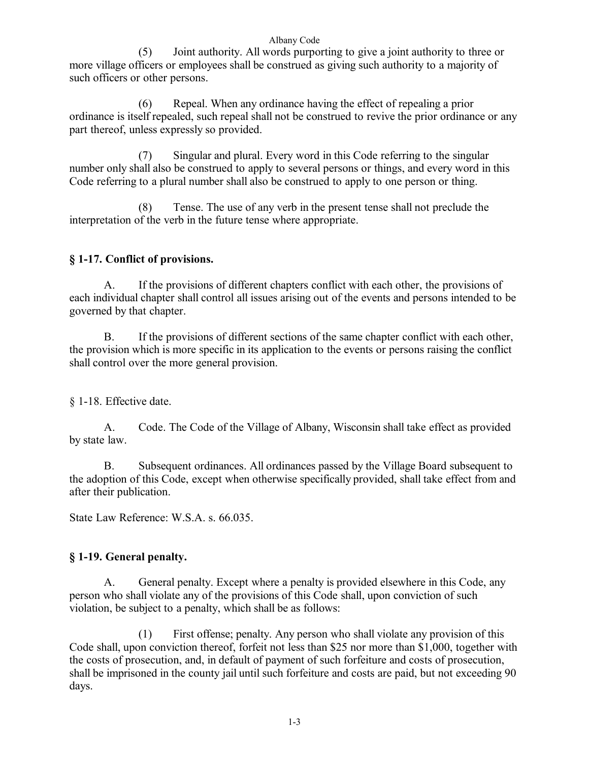(5) Joint authority. All words purporting to give a joint authority to three or more village officers or employees shall be construed as giving such authority to a majority of such officers or other persons.

(6) Repeal. When any ordinance having the effect of repealing a prior ordinance is itself repealed, such repeal shall not be construed to revive the prior ordinance or any part thereof, unless expressly so provided.

(7) Singular and plural. Every word in this Code referring to the singular number only shall also be construed to apply to several persons or things, and every word in this Code referring to a plural number shall also be construed to apply to one person or thing.

(8) Tense. The use of any verb in the present tense shall not preclude the interpretation of the verb in the future tense where appropriate.

### § 1-17. Conflict of provisions.

A. If the provisions of different chapters conflict with each other, the provisions of each individual chapter shall control all issues arising out of the events and persons intended to be governed by that chapter.

B. If the provisions of different sections of the same chapter conflict with each other, the provision which is more specific in its application to the events or persons raising the conflict shall control over the more general provision.

§ 1-18. Effective date.

A. Code. The Code of the Village of Albany, Wisconsin shall take effect as provided by state law.

B. Subsequent ordinances. All ordinances passed by the Village Board subsequent to the adoption of this Code, except when otherwise specifically provided, shall take effect from and after their publication.

State Law Reference: W.S.A. s. 66.035.

### § 1-19. General penalty.

A. General penalty. Except where a penalty is provided elsewhere in this Code, any person who shall violate any of the provisions of this Code shall, upon conviction of such violation, be subject to a penalty, which shall be as follows:

(1) First offense; penalty. Any person who shall violate any provision of this Code shall, upon conviction thereof, forfeit not less than $25 nor more than $1,000, together with the costs of prosecution, and, in default of payment of such forfeiture and costs of prosecution, shall be imprisoned in the county jail until such forfeiture and costs are paid, but not exceeding 90 days.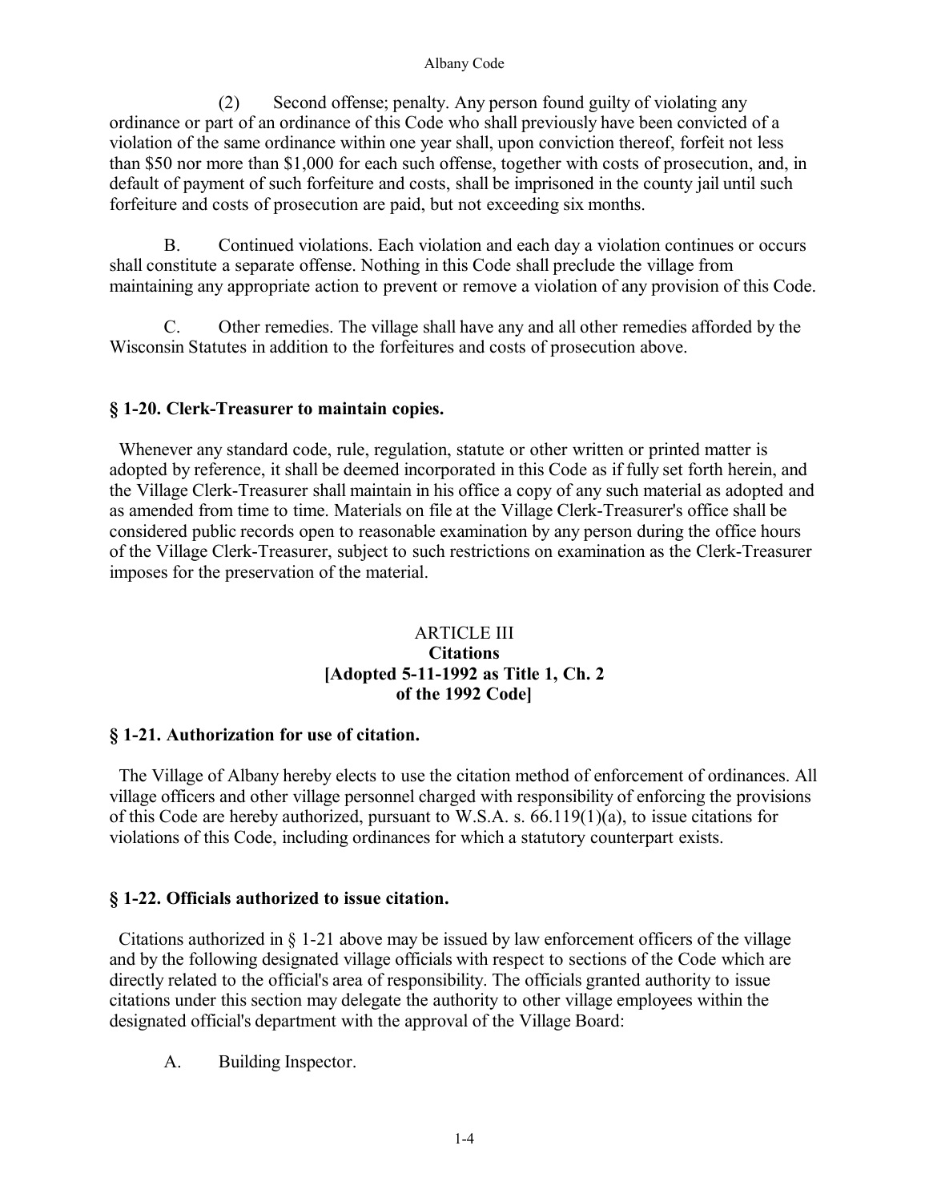(2) Second offense; penalty. Any person found guilty of violating any ordinance or part of an ordinance of this Code who shall previously have been convicted of a violation of the same ordinance within one year shall, upon conviction thereof, forfeit not less than $50 nor more than $1,000 for each such offense, together with costs of prosecution, and, in default of payment of such forfeiture and costs, shall be imprisoned in the county jail until such forfeiture and costs of prosecution are paid, but not exceeding six months.

B. Continued violations. Each violation and each day a violation continues or occurs shall constitute a separate offense. Nothing in this Code shall preclude the village from maintaining any appropriate action to prevent or remove a violation of any provision of this Code.

C. Other remedies. The village shall have any and all other remedies afforded by the Wisconsin Statutes in addition to the forfeitures and costs of prosecution above.

### § 1-20. Clerk-Treasurer to maintain copies.

Whenever any standard code, rule, regulation, statute or other written or printed matter is adopted by reference, it shall be deemed incorporated in this Code as if fully set forth herein, and the Village Clerk-Treasurer shall maintain in his office a copy of any such material as adopted and as amended from time to time. Materials on file at the Village Clerk-Treasurer's office shall be considered public records open to reasonable examination by any person during the office hours of the Village Clerk-Treasurer, subject to such restrictions on examination as the Clerk-Treasurer imposes for the preservation of the material.

## ARTICLE III
## Citations
## [Adopted 5-11-1992 as Title 1, Ch. 2 of the 1992 Code]

### § 1-21. Authorization for use of citation.

The Village of Albany hereby elects to use the citation method of enforcement of ordinances. All village officers and other village personnel charged with responsibility of enforcing the provisions of this Code are hereby authorized, pursuant to W.S.A. s. 66.119(1)(a), to issue citations for violations of this Code, including ordinances for which a statutory counterpart exists.

### § 1-22. Officials authorized to issue citation.

Citations authorized in § 1-21 above may be issued by law enforcement officers of the village and by the following designated village officials with respect to sections of the Code which are directly related to the official's area of responsibility. The officials granted authority to issue citations under this section may delegate the authority to other village employees within the designated official's department with the approval of the Village Board:

A. Building Inspector.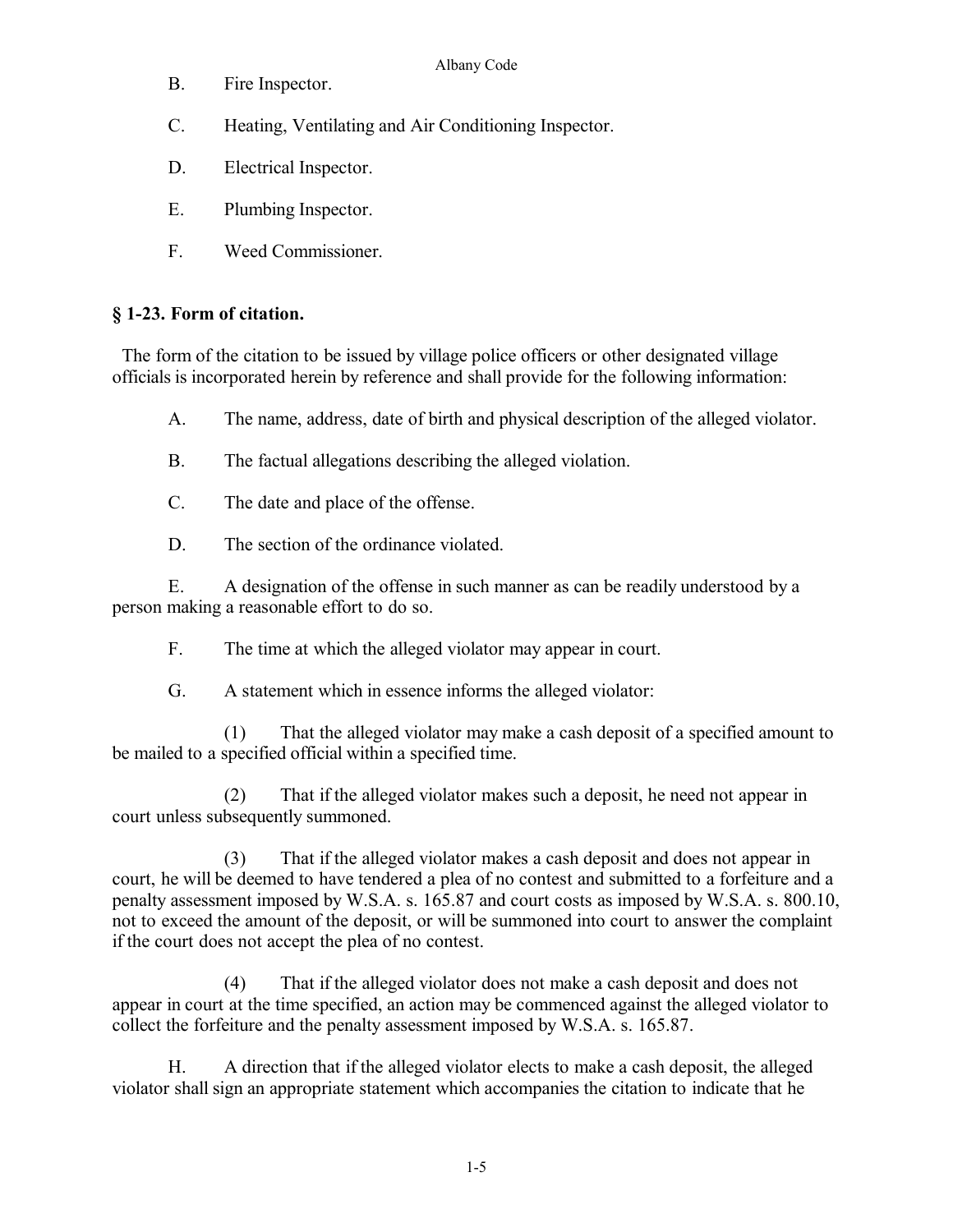B. Fire Inspector.

C. Heating, Ventilating and Air Conditioning Inspector.

D. Electrical Inspector.

E. Plumbing Inspector.

F. Weed Commissioner.

### § 1-23. Form of citation.

The form of the citation to be issued by village police officers or other designated village officials is incorporated herein by reference and shall provide for the following information:

A. The name, address, date of birth and physical description of the alleged violator.

B. The factual allegations describing the alleged violation.

C. The date and place of the offense.

D. The section of the ordinance violated.

E. A designation of the offense in such manner as can be readily understood by a person making a reasonable effort to do so.

F. The time at which the alleged violator may appear in court.

G. A statement which in essence informs the alleged violator:

(1) That the alleged violator may make a cash deposit of a specified amount to be mailed to a specified official within a specified time.

(2) That if the alleged violator makes such a deposit, he need not appear in court unless subsequently summoned.

(3) That if the alleged violator makes a cash deposit and does not appear in court, he will be deemed to have tendered a plea of no contest and submitted to a forfeiture and a penalty assessment imposed by W.S.A. s. 165.87 and court costs as imposed by W.S.A. s. 800.10, not to exceed the amount of the deposit, or will be summoned into court to answer the complaint if the court does not accept the plea of no contest.

(4) That if the alleged violator does not make a cash deposit and does not appear in court at the time specified, an action may be commenced against the alleged violator to collect the forfeiture and the penalty assessment imposed by W.S.A. s. 165.87.

H. A direction that if the alleged violator elects to make a cash deposit, the alleged violator shall sign an appropriate statement which accompanies the citation to indicate that he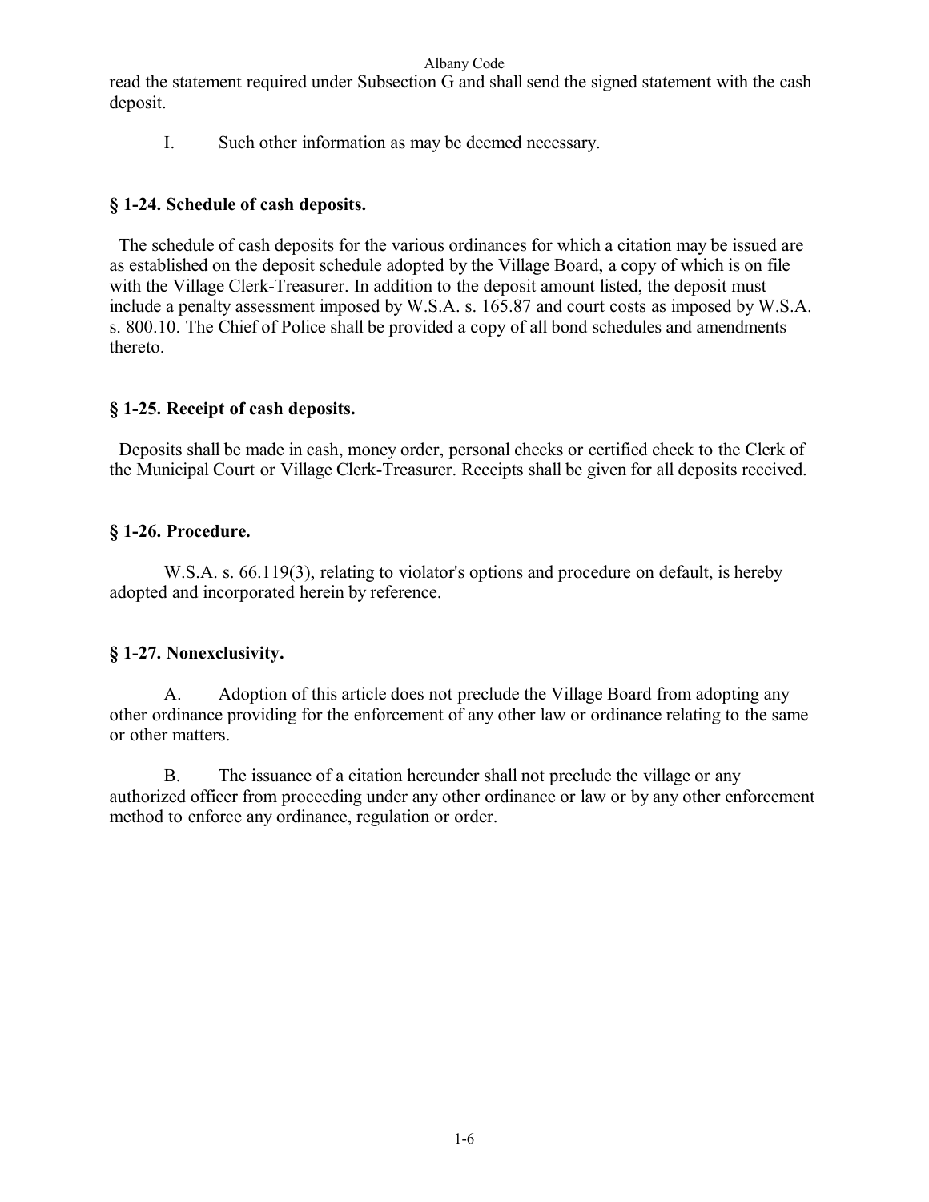read the statement required under Subsection G and shall send the signed statement with the cash deposit.

I. Such other information as may be deemed necessary.

### § 1-24. Schedule of cash deposits.

The schedule of cash deposits for the various ordinances for which a citation may be issued are as established on the deposit schedule adopted by the Village Board, a copy of which is on file with the Village Clerk-Treasurer. In addition to the deposit amount listed, the deposit must include a penalty assessment imposed by W.S.A. s. 165.87 and court costs as imposed by W.S.A. s. 800.10. The Chief of Police shall be provided a copy of all bond schedules and amendments thereto.

### § 1-25. Receipt of cash deposits.

Deposits shall be made in cash, money order, personal checks or certified check to the Clerk of the Municipal Court or Village Clerk-Treasurer. Receipts shall be given for all deposits received.

### § 1-26. Procedure.

W.S.A. s. 66.119(3), relating to violator's options and procedure on default, is hereby adopted and incorporated herein by reference.

### § 1-27. Nonexclusivity.

A. Adoption of this article does not preclude the Village Board from adopting any other ordinance providing for the enforcement of any other law or ordinance relating to the same or other matters.

B. The issuance of a citation hereunder shall not preclude the village or any authorized officer from proceeding under any other ordinance or law or by any other enforcement method to enforce any ordinance, regulation or order.